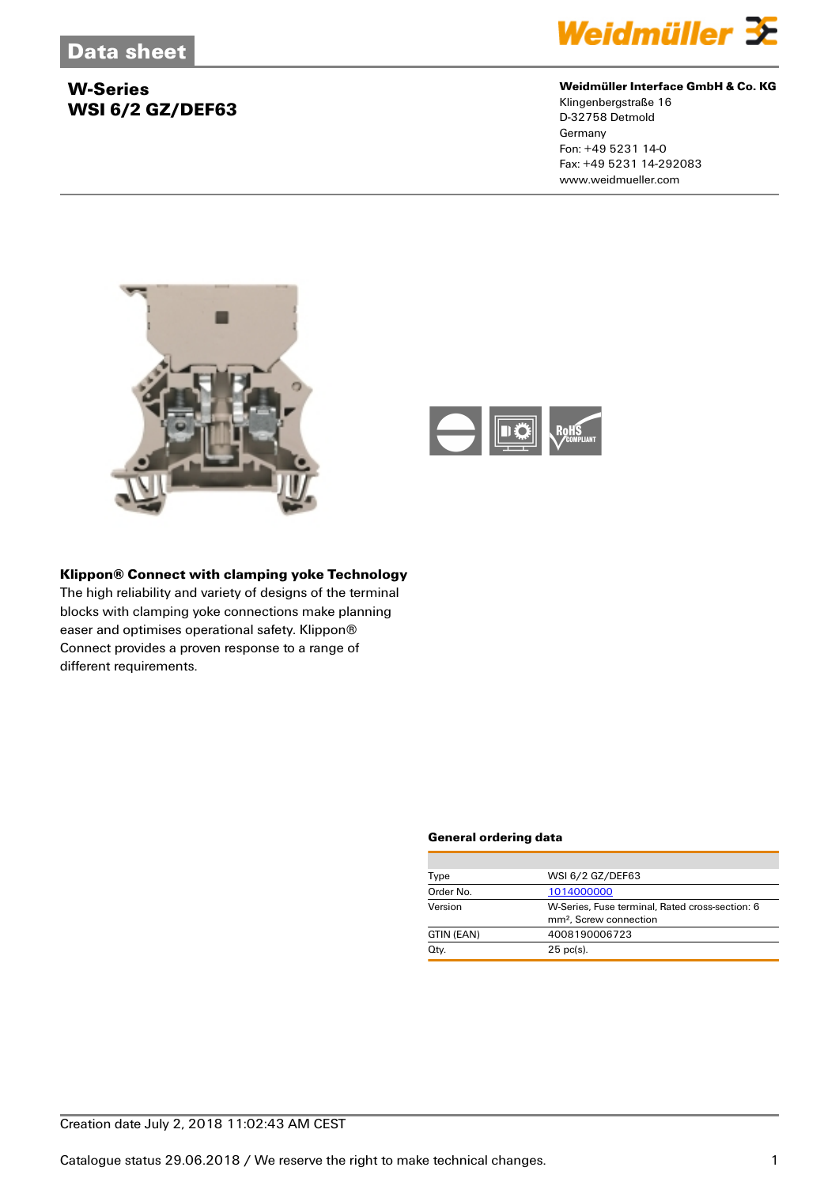# Data sheet

## W-Series
## WSI 6/2 GZ/DEF63

**Weidmüller Interface GmbH & Co. KG**
Klingenbergstraße 16
D-32758 Detmold
Germany
Fon: +49 5231 14-0
Fax: +49 5231 14-292083
www.weidmueller.com

**Klippon® Connect with clamping yoke Technology**
The high reliability and variety of designs of the terminal blocks with clamping yoke connections make planning easer and optimises operational safety. Klippon® Connect provides a proven response to a range of different requirements.

### General ordering data

| | |
|---|---|
| Type | WSI 6/2 GZ/DEF63 |
| Order No. | 1014000000 |
| Version | W-Series, Fuse terminal, Rated cross-section: 6 mm², Screw connection |
| GTIN (EAN) | 4008190006723 |
| Qty. | 25 pc(s). |

Creation date July 2, 2018 11:02:43 AM CEST

Catalogue status 29.06.2018 / We reserve the right to make technical changes.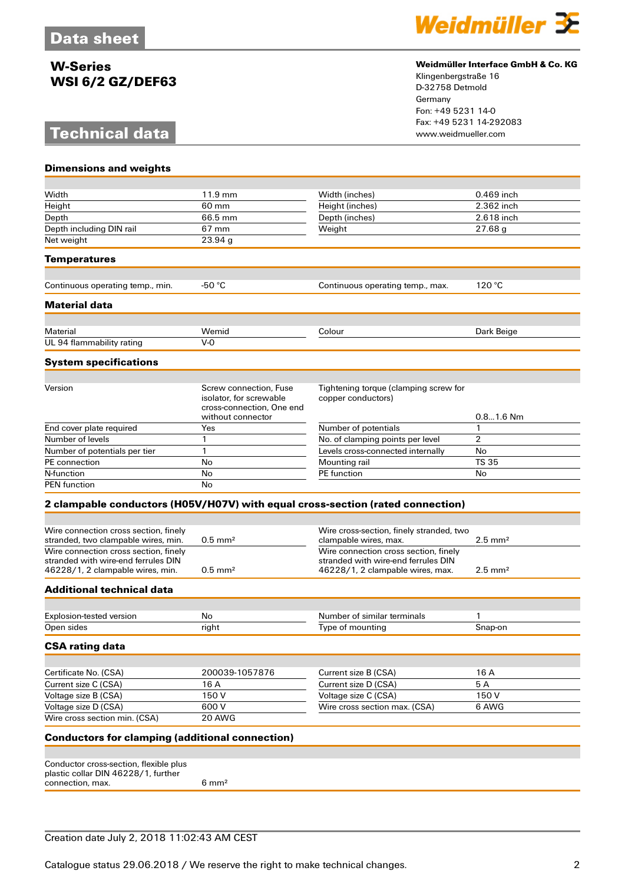# Data sheet

## W-Series
## WSI 6/2 GZ/DEF63

**Weidmüller Interface GmbH & Co. KG**
Klingenbergstraße 16
D-32758 Detmold
Germany
Fon: +49 5231 14-0
Fax: +49 5231 14-292083
www.weidmueller.com

# Technical data

### Dimensions and weights

| | | | |
|---|---|---|---|
| Width | 11.9 mm | Width (inches) | 0.469 inch |
| Height | 60 mm | Height (inches) | 2.362 inch |
| Depth | 66.5 mm | Depth (inches) | 2.618 inch |
| Depth including DIN rail | 67 mm | Weight | 27.68 g |
| Net weight | 23.94 g | | |

### Temperatures

| | | | |
|---|---|---|---|
| Continuous operating temp., min. | -50 °C | Continuous operating temp., max. | 120 °C |

### Material data

| | | | |
|---|---|---|---|
| Material | Wemid | Colour | Dark Beige |
| UL 94 flammability rating | V-0 | | |

### System specifications

| | | | |
|---|---|---|---|
| Version | Screw connection, Fuse isolator, for screwable cross-connection, One end without connector | Tightening torque (clamping screw for copper conductors) | 0.8...1.6 Nm |
| End cover plate required | Yes | Number of potentials | 1 |
| Number of levels | 1 | No. of clamping points per level | 2 |
| Number of potentials per tier | 1 | Levels cross-connected internally | No |
| PE connection | No | Mounting rail | TS 35 |
| N-function | No | PE function | No |
| PEN function | No | | |

### 2 clampable conductors (H05V/H07V) with equal cross-section (rated connection)

| | | | |
|---|---|---|---|
| Wire connection cross section, finely stranded, two clampable wires, min. | 0.5 mm² | Wire cross-section, finely stranded, two clampable wires, max. | 2.5 mm² |
| Wire connection cross section, finely stranded with wire-end ferrules DIN 46228/1, 2 clampable wires, min. | 0.5 mm² | Wire connection cross section, finely stranded with wire-end ferrules DIN 46228/1, 2 clampable wires, max. | 2.5 mm² |

### Additional technical data

| | | | |
|---|---|---|---|
| Explosion-tested version | No | Number of similar terminals | 1 |
| Open sides | right | Type of mounting | Snap-on |

### CSA rating data

| | | | |
|---|---|---|---|
| Certificate No. (CSA) | 200039-1057876 | Current size B (CSA) | 16 A |
| Current size C (CSA) | 16 A | Current size D (CSA) | 5 A |
| Voltage size B (CSA) | 150 V | Voltage size C (CSA) | 150 V |
| Voltage size D (CSA) | 600 V | Wire cross section max. (CSA) | 6 AWG |
| Wire cross section min. (CSA) | 20 AWG | | |

### Conductors for clamping (additional connection)

| | |
|---|---|
| Conductor cross-section, flexible plus plastic collar DIN 46228/1, further connection, max. | 6 mm² |

Creation date July 2, 2018 11:02:43 AM CEST

Catalogue status 29.06.2018 / We reserve the right to make technical changes.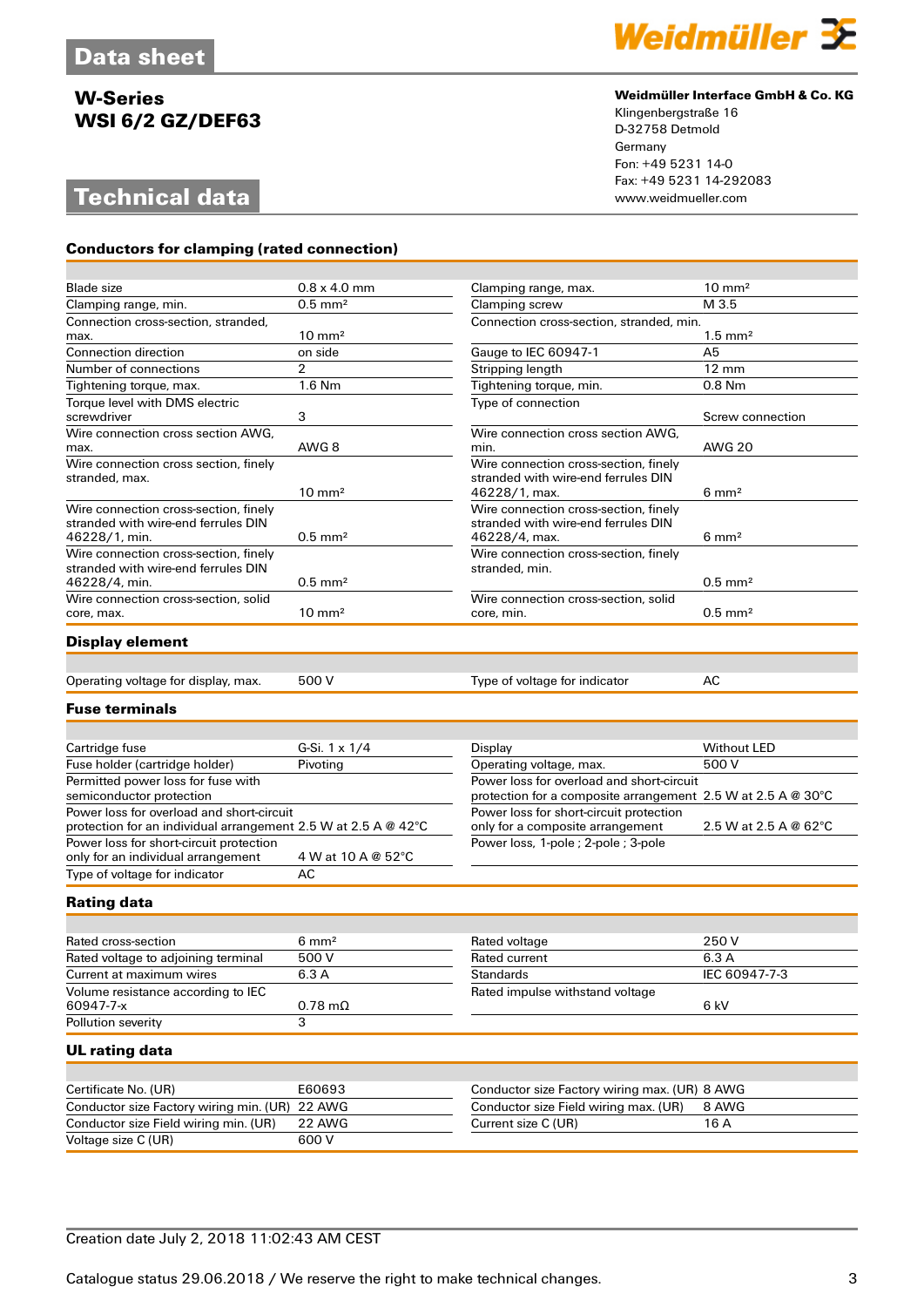# Data sheet

## W-Series
## WSI 6/2 GZ/DEF63

**Weidmüller Interface GmbH & Co. KG**
Klingenbergstraße 16
D-32758 Detmold
Germany
Fon: +49 5231 14-0
Fax: +49 5231 14-292083
www.weidmueller.com

# Technical data

### Conductors for clamping (rated connection)

| | | | |
|---|---|---|---|
| Blade size | 0.8 x 4.0 mm | Clamping range, max. | 10 mm² |
| Clamping range, min. | 0.5 mm² | Clamping screw | M 3.5 |
| Connection cross-section, stranded, max. | 10 mm² | Connection cross-section, stranded, min. | 1.5 mm² |
| Connection direction | on side | Gauge to IEC 60947-1 | A5 |
| Number of connections | 2 | Stripping length | 12 mm |
| Tightening torque, max. | 1.6 Nm | Tightening torque, min. | 0.8 Nm |
| Torque level with DMS electric screwdriver | 3 | Type of connection | Screw connection |
| Wire connection cross section AWG, max. | AWG 8 | Wire connection cross section AWG, min. | AWG 20 |
| Wire connection cross section, finely stranded, max. | 10 mm² | Wire connection cross-section, finely stranded with wire-end ferrules DIN 46228/1, max. | 6 mm² |
| Wire connection cross-section, finely stranded with wire-end ferrules DIN 46228/1, min. | 0.5 mm² | Wire connection cross-section, finely stranded with wire-end ferrules DIN 46228/4, max. | 6 mm² |
| Wire connection cross-section, finely stranded with wire-end ferrules DIN 46228/4, min. | 0.5 mm² | Wire connection cross-section, finely stranded, min. | 0.5 mm² |
| Wire connection cross-section, solid core, max. | 10 mm² | Wire connection cross-section, solid core, min. | 0.5 mm² |

### Display element

| | | | |
|---|---|---|---|
| Operating voltage for display, max. | 500 V | Type of voltage for indicator | AC |

### Fuse terminals

| | | | |
|---|---|---|---|
| Cartridge fuse | G-Si. 1 x 1/4 | Display | Without LED |
| Fuse holder (cartridge holder) | Pivoting | Operating voltage, max. | 500 V |
| Permitted power loss for fuse with semiconductor protection | | Power loss for overload and short-circuit protection for a composite arrangement | 2.5 W at 2.5 A @ 30°C |
| Power loss for overload and short-circuit protection for an individual arrangement | 2.5 W at 2.5 A @ 42°C | Power loss for short-circuit protection only for a composite arrangement | 2.5 W at 2.5 A @ 62°C |
| Power loss for short-circuit protection only for an individual arrangement | 4 W at 10 A @ 52°C | Power loss, 1-pole ; 2-pole ; 3-pole | |
| Type of voltage for indicator | AC | | |

### Rating data

| | | | |
|---|---|---|---|
| Rated cross-section | 6 mm² | Rated voltage | 250 V |
| Rated voltage to adjoining terminal | 500 V | Rated current | 6.3 A |
| Current at maximum wires | 6.3 A | Standards | IEC 60947-7-3 |
| Volume resistance according to IEC 60947-7-x | 0.78 mΩ | Rated impulse withstand voltage | 6 kV |
| Pollution severity | 3 | | |

### UL rating data

| | | | |
|---|---|---|---|
| Certificate No. (UR) | E60693 | Conductor size Factory wiring max. (UR) | 8 AWG |
| Conductor size Factory wiring min. (UR) | 22 AWG | Conductor size Field wiring max. (UR) | 8 AWG |
| Conductor size Field wiring min. (UR) | 22 AWG | Current size C (UR) | 16 A |
| Voltage size C (UR) | 600 V | | |

Creation date July 2, 2018 11:02:43 AM CEST

Catalogue status 29.06.2018 / We reserve the right to make technical changes.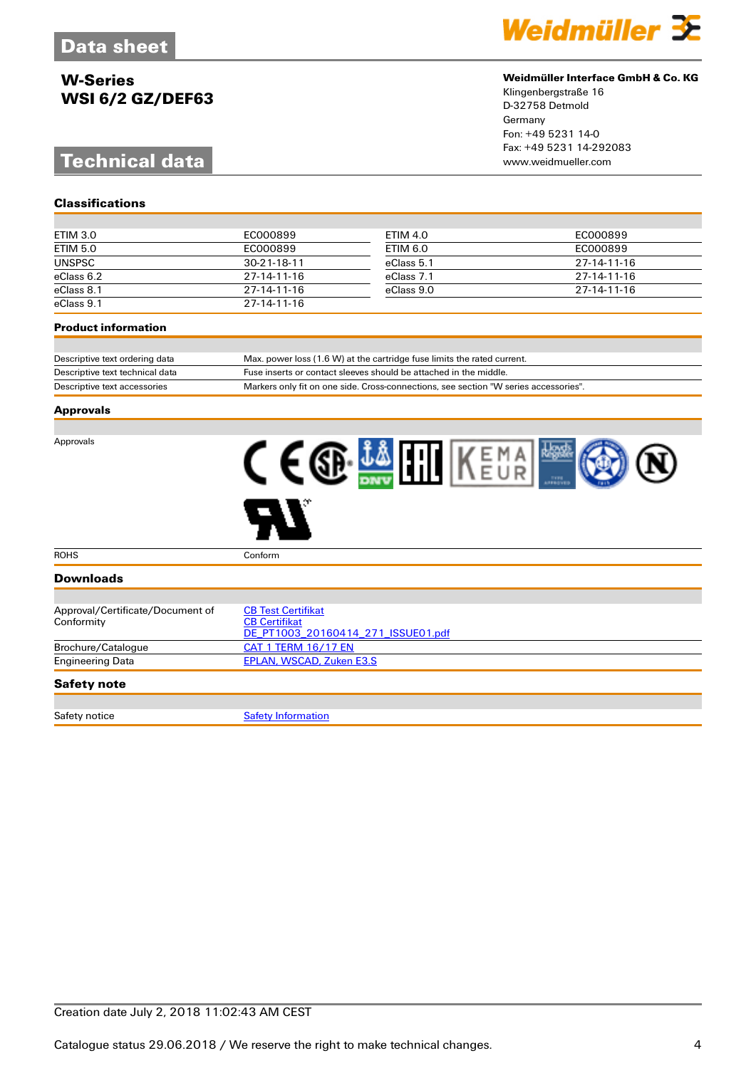# Data sheet

## W-Series
## WSI 6/2 GZ/DEF63

**Weidmüller Interface GmbH & Co. KG**
Klingenbergstraße 16
D-32758 Detmold
Germany
Fon: +49 5231 14-0
Fax: +49 5231 14-292083
www.weidmueller.com

# Technical data

### Classifications

| | | | |
|---|---|---|---|
| ETIM 3.0 | EC000899 | ETIM 4.0 | EC000899 |
| ETIM 5.0 | EC000899 | ETIM 6.0 | EC000899 |
| UNSPSC | 30-21-18-11 | eClass 5.1 | 27-14-11-16 |
| eClass 6.2 | 27-14-11-16 | eClass 7.1 | 27-14-11-16 |
| eClass 8.1 | 27-14-11-16 | eClass 9.0 | 27-14-11-16 |
| eClass 9.1 | 27-14-11-16 | | |

### Product information

| | |
|---|---|
| Descriptive text ordering data | Max. power loss (1.6 W) at the cartridge fuse limits the rated current. |
| Descriptive text technical data | Fuse inserts or contact sleeves should be attached in the middle. |
| Descriptive text accessories | Markers only fit on one side. Cross-connections, see section "W series accessories". |

### Approvals

| | |
|---|---|
| Approvals | |
| ROHS | Conform |

### Downloads

| | |
|---|---|
| Approval/Certificate/Document of Conformity | CB Test Certifikat<br>CB Certifikat<br>DE_PT1003_20160414_271_ISSUE01.pdf |
| Brochure/Catalogue | CAT 1 TERM 16/17 EN |
| Engineering Data | EPLAN, WSCAD, Zuken E3.S |

### Safety note

| | |
|---|---|
| Safety notice | Safety Information |

Creation date July 2, 2018 11:02:43 AM CEST

Catalogue status 29.06.2018 / We reserve the right to make technical changes.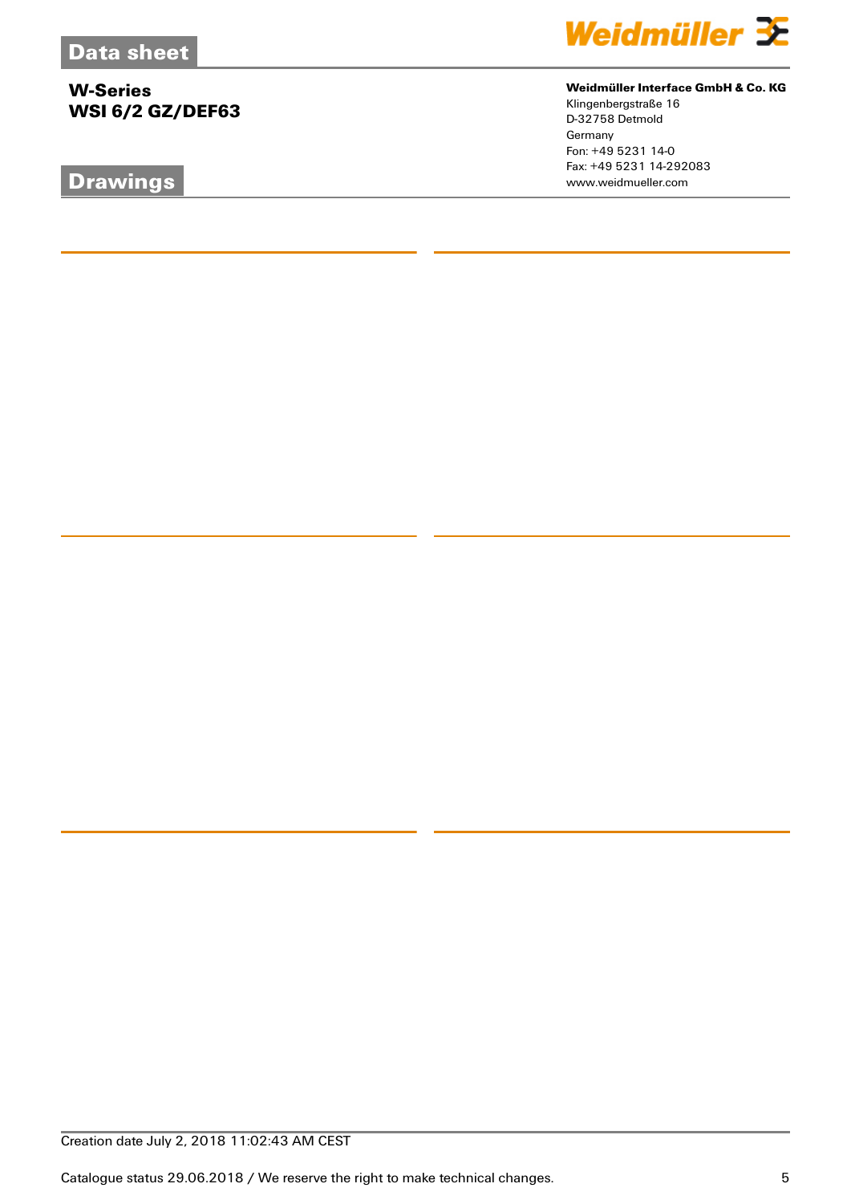# Data sheet

**W-Series**
**WSI 6/2 GZ/DEF63**

**Weidmüller Interface GmbH & Co. KG**
Klingenbergstraße 16
D-32758 Detmold
Germany
Fon: +49 5231 14-0
Fax: +49 5231 14-292083
www.weidmueller.com

## Drawings

Creation date July 2, 2018 11:02:43 AM CEST

Catalogue status 29.06.2018 / We reserve the right to make technical changes.